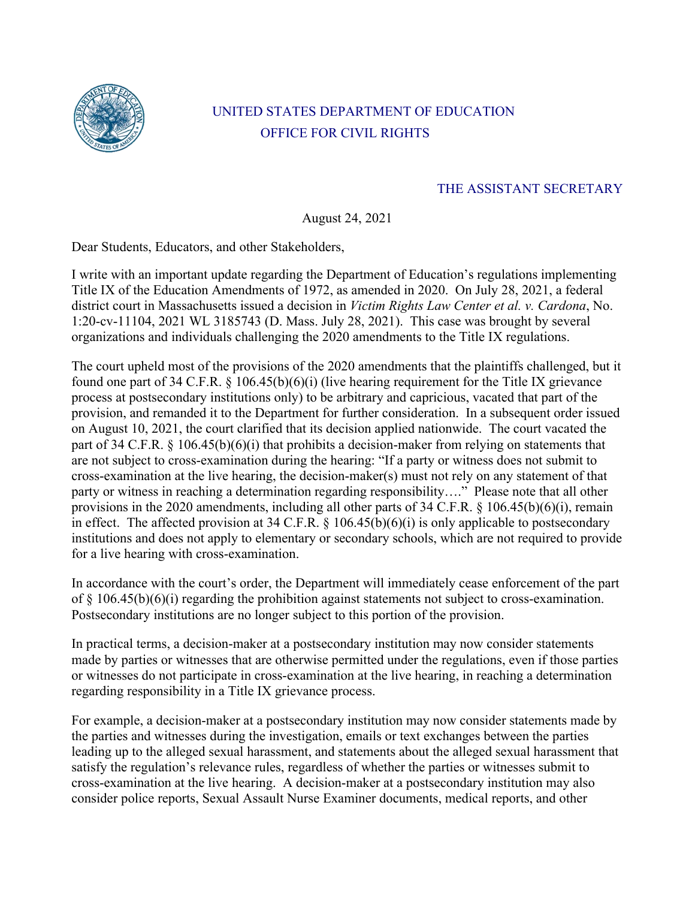UNITED STATES DEPARTMENT OF EDUCATION

OFFICE FOR CIVIL RIGHTS

THE ASSISTANT SECRETARY

August 24, 2021

Dear Students, Educators, and other Stakeholders,

I write with an important update regarding the Department of Education's regulations implementing Title IX of the Education Amendments of 1972, as amended in 2020. On July 28, 2021, a federal district court in Massachusetts issued a decision in *Victim Rights Law Center et al. v. Cardona*, No. 1:20-cv-11104, 2021 WL 3185743 (D. Mass. July 28, 2021). This case was brought by several organizations and individuals challenging the 2020 amendments to the Title IX regulations.

The court upheld most of the provisions of the 2020 amendments that the plaintiffs challenged, but it found one part of 34 C.F.R. § 106.45(b)(6)(i) (live hearing requirement for the Title IX grievance process at postsecondary institutions only) to be arbitrary and capricious, vacated that part of the provision, and remanded it to the Department for further consideration. In a subsequent order issued on August 10, 2021, the court clarified that its decision applied nationwide. The court vacated the part of 34 C.F.R. § 106.45(b)(6)(i) that prohibits a decision-maker from relying on statements that are not subject to cross-examination during the hearing: "If a party or witness does not submit to cross-examination at the live hearing, the decision-maker(s) must not rely on any statement of that party or witness in reaching a determination regarding responsibility…." Please note that all other provisions in the 2020 amendments, including all other parts of 34 C.F.R. § 106.45(b)(6)(i), remain in effect. The affected provision at 34 C.F.R. § 106.45(b)(6)(i) is only applicable to postsecondary institutions and does not apply to elementary or secondary schools, which are not required to provide for a live hearing with cross-examination.

In accordance with the court's order, the Department will immediately cease enforcement of the part of § 106.45(b)(6)(i) regarding the prohibition against statements not subject to cross-examination. Postsecondary institutions are no longer subject to this portion of the provision.

In practical terms, a decision-maker at a postsecondary institution may now consider statements made by parties or witnesses that are otherwise permitted under the regulations, even if those parties or witnesses do not participate in cross-examination at the live hearing, in reaching a determination regarding responsibility in a Title IX grievance process.

For example, a decision-maker at a postsecondary institution may now consider statements made by the parties and witnesses during the investigation, emails or text exchanges between the parties leading up to the alleged sexual harassment, and statements about the alleged sexual harassment that satisfy the regulation's relevance rules, regardless of whether the parties or witnesses submit to cross-examination at the live hearing. A decision-maker at a postsecondary institution may also consider police reports, Sexual Assault Nurse Examiner documents, medical reports, and other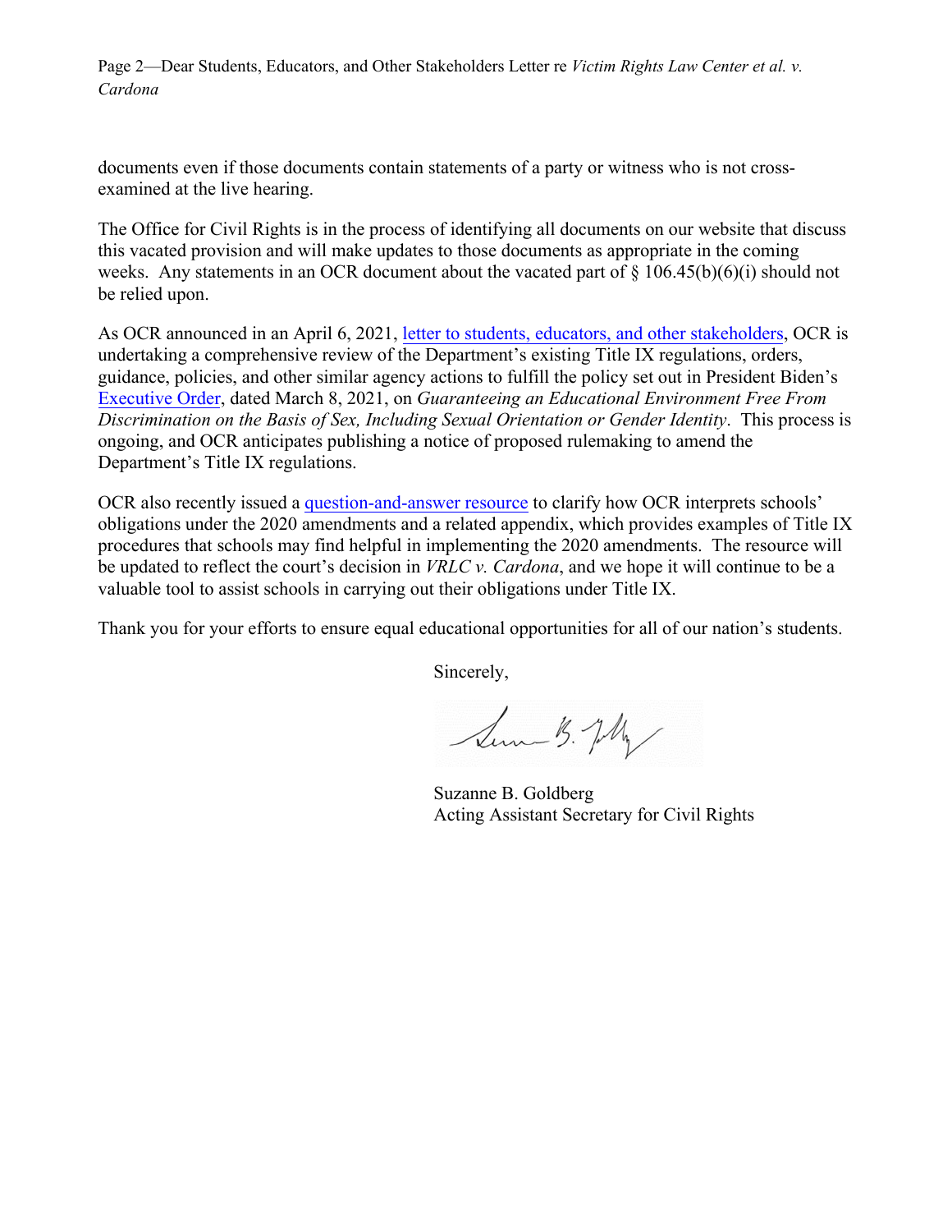documents even if those documents contain statements of a party or witness who is not cross-examined at the live hearing.

The Office for Civil Rights is in the process of identifying all documents on our website that discuss this vacated provision and will make updates to those documents as appropriate in the coming weeks. Any statements in an OCR document about the vacated part of § 106.45(b)(6)(i) should not be relied upon.

As OCR announced in an April 6, 2021, letter to students, educators, and other stakeholders, OCR is undertaking a comprehensive review of the Department's existing Title IX regulations, orders, guidance, policies, and other similar agency actions to fulfill the policy set out in President Biden's Executive Order, dated March 8, 2021, on *Guaranteeing an Educational Environment Free From Discrimination on the Basis of Sex, Including Sexual Orientation or Gender Identity*. This process is ongoing, and OCR anticipates publishing a notice of proposed rulemaking to amend the Department's Title IX regulations.

OCR also recently issued a question-and-answer resource to clarify how OCR interprets schools' obligations under the 2020 amendments and a related appendix, which provides examples of Title IX procedures that schools may find helpful in implementing the 2020 amendments. The resource will be updated to reflect the court's decision in *VRLC v. Cardona*, and we hope it will continue to be a valuable tool to assist schools in carrying out their obligations under Title IX.

Thank you for your efforts to ensure equal educational opportunities for all of our nation's students.

Sincerely,

Suzanne B. Goldberg
Acting Assistant Secretary for Civil Rights